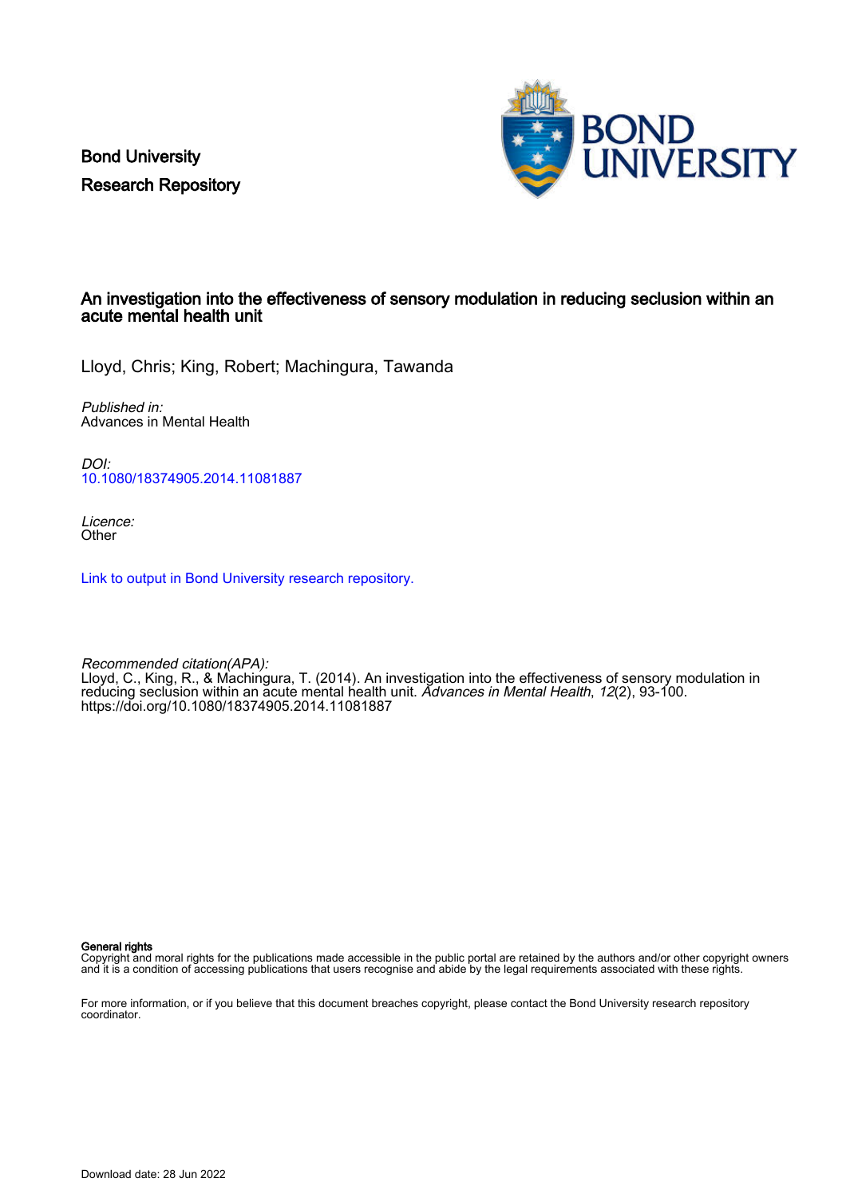Bond University
Research Repository

# An investigation into the effectiveness of sensory modulation in reducing seclusion within an acute mental health unit

Lloyd, Chris; King, Robert; Machingura, Tawanda

*Published in:*
Advances in Mental Health

*DOI:*
10.1080/18374905.2014.11081887

*Licence:*
Other

Link to output in Bond University research repository.

*Recommended citation(APA):*
Lloyd, C., King, R., & Machingura, T. (2014). An investigation into the effectiveness of sensory modulation in reducing seclusion within an acute mental health unit. *Advances in Mental Health*, *12*(2), 93-100. https://doi.org/10.1080/18374905.2014.11081887

**General rights**
Copyright and moral rights for the publications made accessible in the public portal are retained by the authors and/or other copyright owners and it is a condition of accessing publications that users recognise and abide by the legal requirements associated with these rights.

For more information, or if you believe that this document breaches copyright, please contact the Bond University research repository coordinator.

Download date: 28 Jun 2022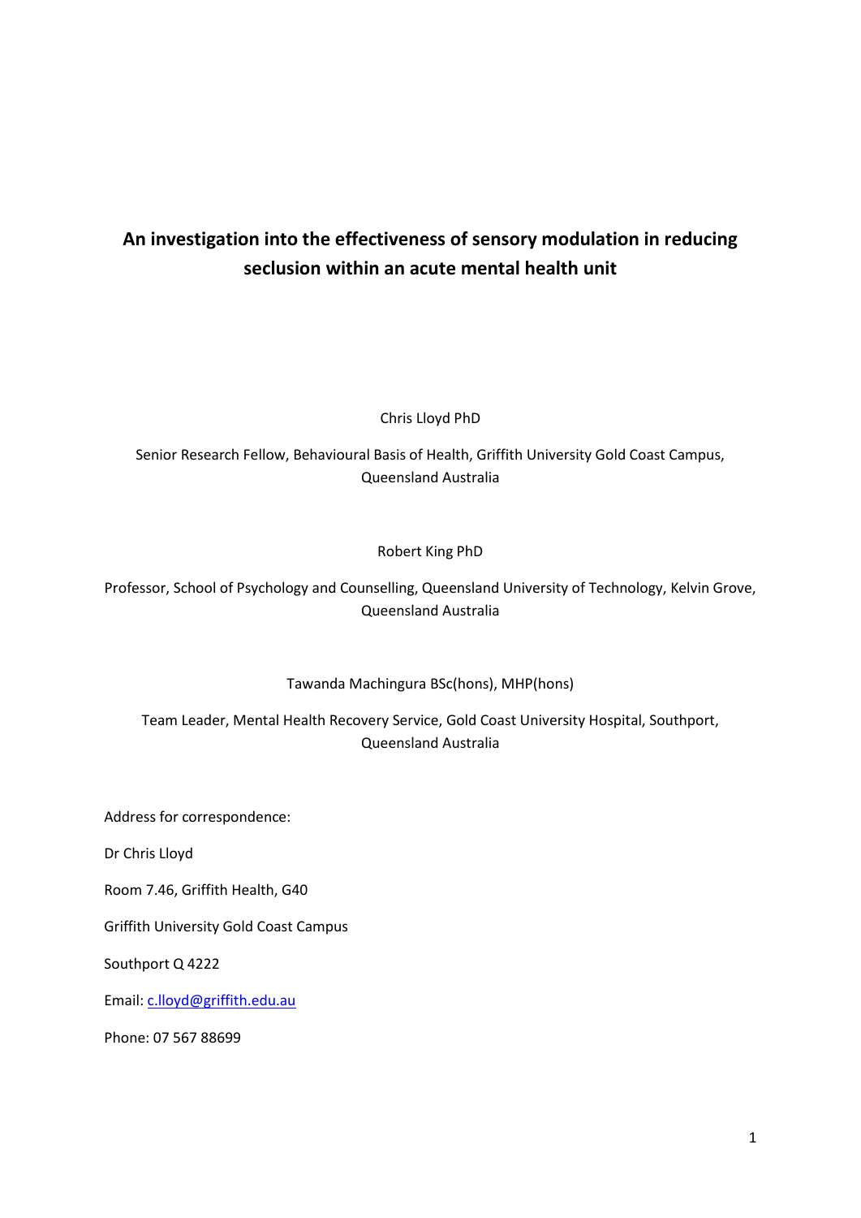# An investigation into the effectiveness of sensory modulation in reducing seclusion within an acute mental health unit

Chris Lloyd PhD

Senior Research Fellow, Behavioural Basis of Health, Griffith University Gold Coast Campus, Queensland Australia

Robert King PhD

Professor, School of Psychology and Counselling, Queensland University of Technology, Kelvin Grove, Queensland Australia

Tawanda Machingura BSc(hons), MHP(hons)

Team Leader, Mental Health Recovery Service, Gold Coast University Hospital, Southport, Queensland Australia

Address for correspondence:

Dr Chris Lloyd

Room 7.46, Griffith Health, G40

Griffith University Gold Coast Campus

Southport Q 4222

Email: c.lloyd@griffith.edu.au

Phone: 07 567 88699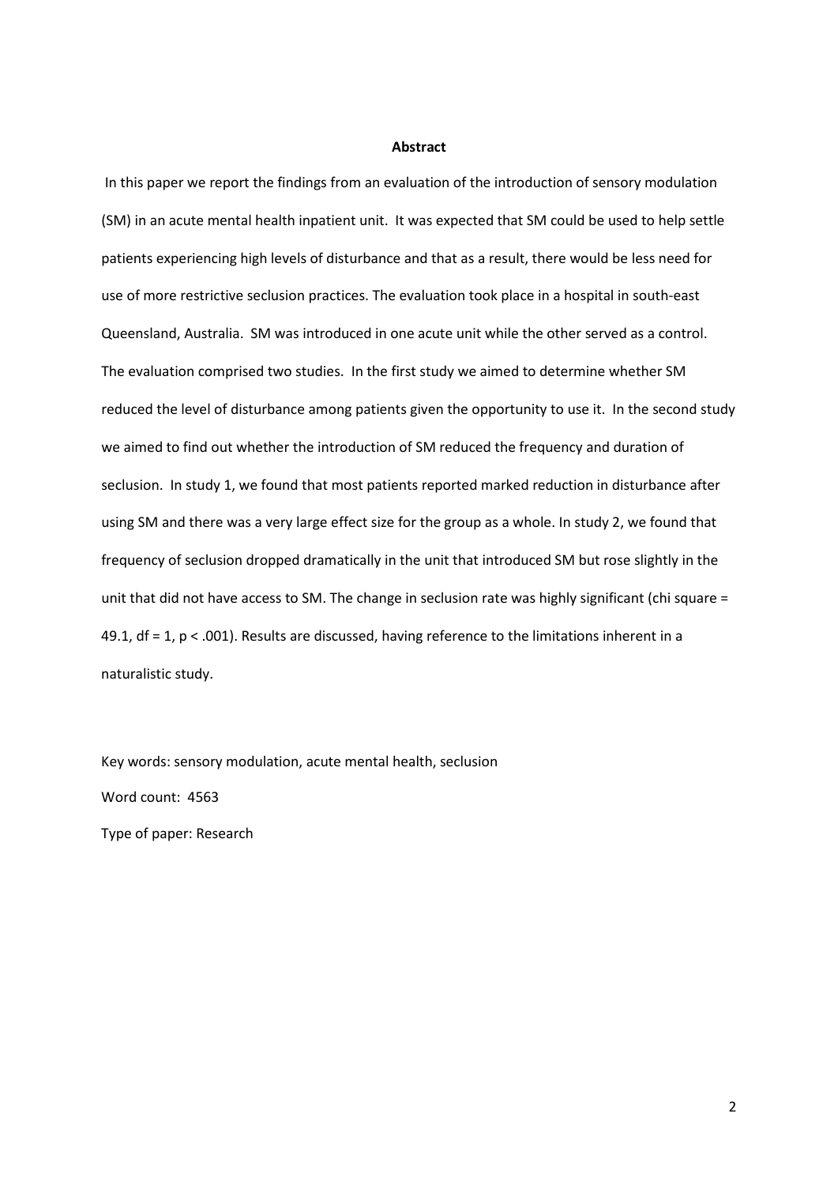**Abstract**

In this paper we report the findings from an evaluation of the introduction of sensory modulation (SM) in an acute mental health inpatient unit. It was expected that SM could be used to help settle patients experiencing high levels of disturbance and that as a result, there would be less need for use of more restrictive seclusion practices. The evaluation took place in a hospital in south-east Queensland, Australia. SM was introduced in one acute unit while the other served as a control. The evaluation comprised two studies. In the first study we aimed to determine whether SM reduced the level of disturbance among patients given the opportunity to use it. In the second study we aimed to find out whether the introduction of SM reduced the frequency and duration of seclusion. In study 1, we found that most patients reported marked reduction in disturbance after using SM and there was a very large effect size for the group as a whole. In study 2, we found that frequency of seclusion dropped dramatically in the unit that introduced SM but rose slightly in the unit that did not have access to SM. The change in seclusion rate was highly significant (chi square = 49.1, df = 1, $p < .001$). Results are discussed, having reference to the limitations inherent in a naturalistic study.

Key words: sensory modulation, acute mental health, seclusion

Word count: 4563

Type of paper: Research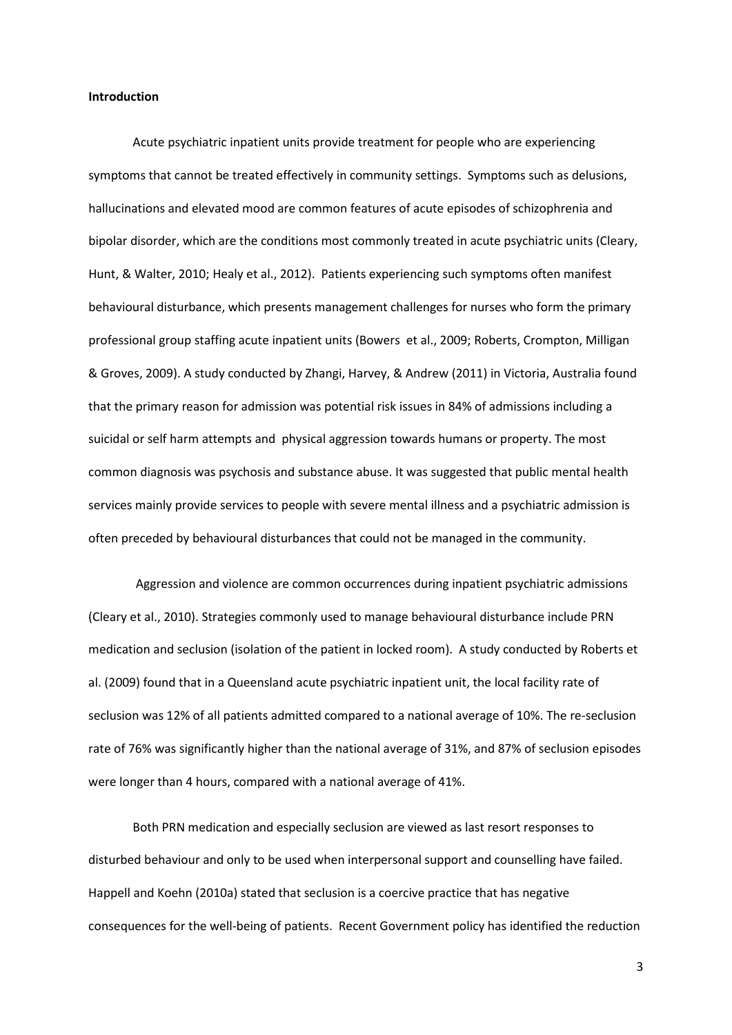**Introduction**

Acute psychiatric inpatient units provide treatment for people who are experiencing symptoms that cannot be treated effectively in community settings. Symptoms such as delusions, hallucinations and elevated mood are common features of acute episodes of schizophrenia and bipolar disorder, which are the conditions most commonly treated in acute psychiatric units (Cleary, Hunt, & Walter, 2010; Healy et al., 2012). Patients experiencing such symptoms often manifest behavioural disturbance, which presents management challenges for nurses who form the primary professional group staffing acute inpatient units (Bowers et al., 2009; Roberts, Crompton, Milligan & Groves, 2009). A study conducted by Zhangi, Harvey, & Andrew (2011) in Victoria, Australia found that the primary reason for admission was potential risk issues in 84% of admissions including a suicidal or self harm attempts and physical aggression towards humans or property. The most common diagnosis was psychosis and substance abuse. It was suggested that public mental health services mainly provide services to people with severe mental illness and a psychiatric admission is often preceded by behavioural disturbances that could not be managed in the community.

Aggression and violence are common occurrences during inpatient psychiatric admissions (Cleary et al., 2010). Strategies commonly used to manage behavioural disturbance include PRN medication and seclusion (isolation of the patient in locked room). A study conducted by Roberts et al. (2009) found that in a Queensland acute psychiatric inpatient unit, the local facility rate of seclusion was 12% of all patients admitted compared to a national average of 10%. The re-seclusion rate of 76% was significantly higher than the national average of 31%, and 87% of seclusion episodes were longer than 4 hours, compared with a national average of 41%.

Both PRN medication and especially seclusion are viewed as last resort responses to disturbed behaviour and only to be used when interpersonal support and counselling have failed. Happell and Koehn (2010a) stated that seclusion is a coercive practice that has negative consequences for the well-being of patients. Recent Government policy has identified the reduction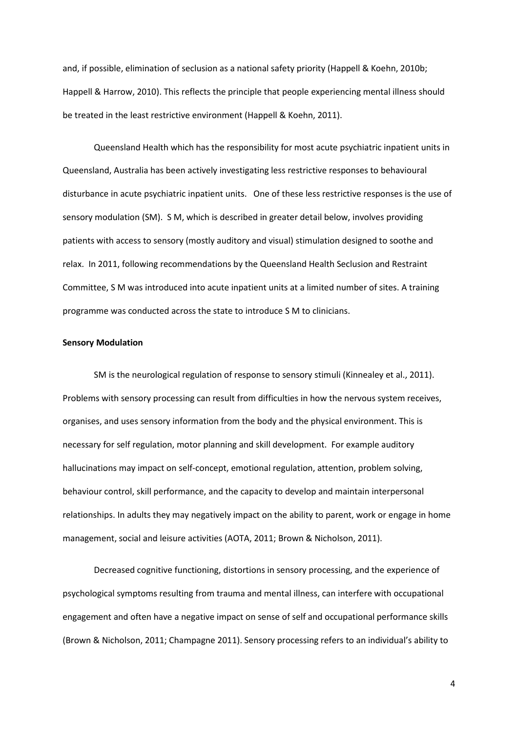and, if possible, elimination of seclusion as a national safety priority (Happell & Koehn, 2010b; Happell & Harrow, 2010). This reflects the principle that people experiencing mental illness should be treated in the least restrictive environment (Happell & Koehn, 2011).

Queensland Health which has the responsibility for most acute psychiatric inpatient units in Queensland, Australia has been actively investigating less restrictive responses to behavioural disturbance in acute psychiatric inpatient units. One of these less restrictive responses is the use of sensory modulation (SM). S M, which is described in greater detail below, involves providing patients with access to sensory (mostly auditory and visual) stimulation designed to soothe and relax. In 2011, following recommendations by the Queensland Health Seclusion and Restraint Committee, S M was introduced into acute inpatient units at a limited number of sites. A training programme was conducted across the state to introduce S M to clinicians.

**Sensory Modulation**

SM is the neurological regulation of response to sensory stimuli (Kinnealey et al., 2011). Problems with sensory processing can result from difficulties in how the nervous system receives, organises, and uses sensory information from the body and the physical environment. This is necessary for self regulation, motor planning and skill development. For example auditory hallucinations may impact on self-concept, emotional regulation, attention, problem solving, behaviour control, skill performance, and the capacity to develop and maintain interpersonal relationships. In adults they may negatively impact on the ability to parent, work or engage in home management, social and leisure activities (AOTA, 2011; Brown & Nicholson, 2011).

Decreased cognitive functioning, distortions in sensory processing, and the experience of psychological symptoms resulting from trauma and mental illness, can interfere with occupational engagement and often have a negative impact on sense of self and occupational performance skills (Brown & Nicholson, 2011; Champagne 2011). Sensory processing refers to an individual's ability to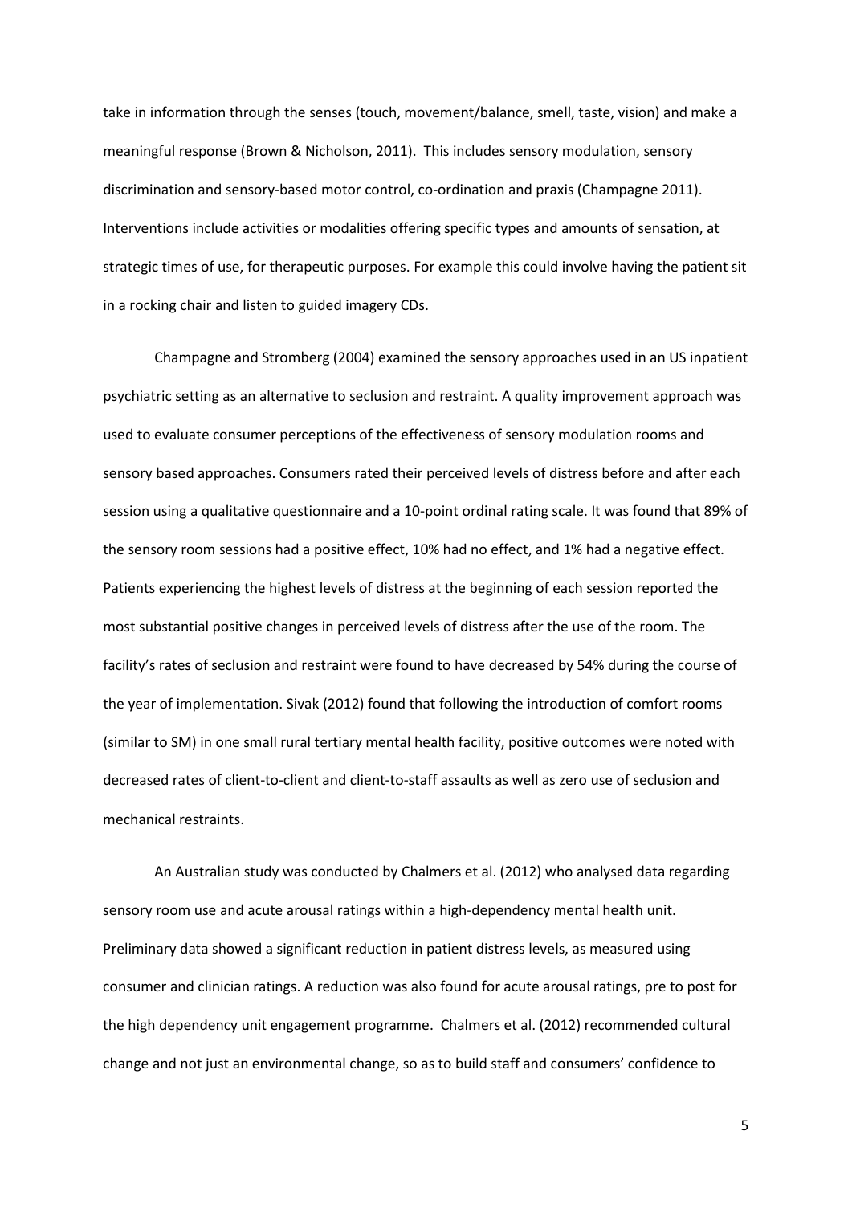take in information through the senses (touch, movement/balance, smell, taste, vision) and make a meaningful response (Brown & Nicholson, 2011). This includes sensory modulation, sensory discrimination and sensory-based motor control, co-ordination and praxis (Champagne 2011). Interventions include activities or modalities offering specific types and amounts of sensation, at strategic times of use, for therapeutic purposes. For example this could involve having the patient sit in a rocking chair and listen to guided imagery CDs.

Champagne and Stromberg (2004) examined the sensory approaches used in an US inpatient psychiatric setting as an alternative to seclusion and restraint. A quality improvement approach was used to evaluate consumer perceptions of the effectiveness of sensory modulation rooms and sensory based approaches. Consumers rated their perceived levels of distress before and after each session using a qualitative questionnaire and a 10-point ordinal rating scale. It was found that 89% of the sensory room sessions had a positive effect, 10% had no effect, and 1% had a negative effect. Patients experiencing the highest levels of distress at the beginning of each session reported the most substantial positive changes in perceived levels of distress after the use of the room. The facility's rates of seclusion and restraint were found to have decreased by 54% during the course of the year of implementation. Sivak (2012) found that following the introduction of comfort rooms (similar to SM) in one small rural tertiary mental health facility, positive outcomes were noted with decreased rates of client-to-client and client-to-staff assaults as well as zero use of seclusion and mechanical restraints.

An Australian study was conducted by Chalmers et al. (2012) who analysed data regarding sensory room use and acute arousal ratings within a high-dependency mental health unit. Preliminary data showed a significant reduction in patient distress levels, as measured using consumer and clinician ratings. A reduction was also found for acute arousal ratings, pre to post for the high dependency unit engagement programme. Chalmers et al. (2012) recommended cultural change and not just an environmental change, so as to build staff and consumers' confidence to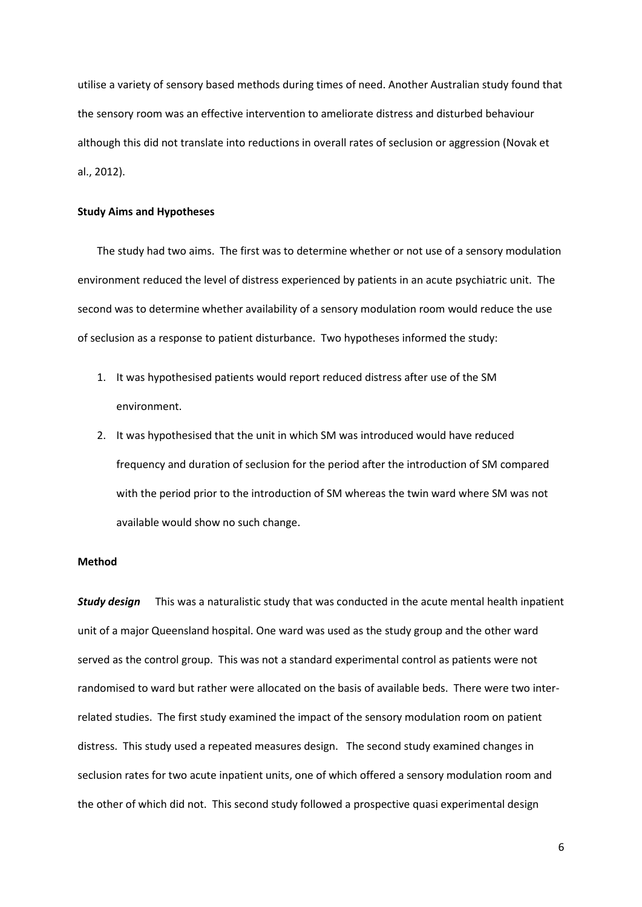utilise a variety of sensory based methods during times of need. Another Australian study found that the sensory room was an effective intervention to ameliorate distress and disturbed behaviour although this did not translate into reductions in overall rates of seclusion or aggression (Novak et al., 2012).

### Study Aims and Hypotheses

The study had two aims. The first was to determine whether or not use of a sensory modulation environment reduced the level of distress experienced by patients in an acute psychiatric unit. The second was to determine whether availability of a sensory modulation room would reduce the use of seclusion as a response to patient disturbance. Two hypotheses informed the study:

1. It was hypothesised patients would report reduced distress after use of the SM environment.
2. It was hypothesised that the unit in which SM was introduced would have reduced frequency and duration of seclusion for the period after the introduction of SM compared with the period prior to the introduction of SM whereas the twin ward where SM was not available would show no such change.

### Method

***Study design*** This was a naturalistic study that was conducted in the acute mental health inpatient unit of a major Queensland hospital. One ward was used as the study group and the other ward served as the control group. This was not a standard experimental control as patients were not randomised to ward but rather were allocated on the basis of available beds. There were two inter-related studies. The first study examined the impact of the sensory modulation room on patient distress. This study used a repeated measures design. The second study examined changes in seclusion rates for two acute inpatient units, one of which offered a sensory modulation room and the other of which did not. This second study followed a prospective quasi experimental design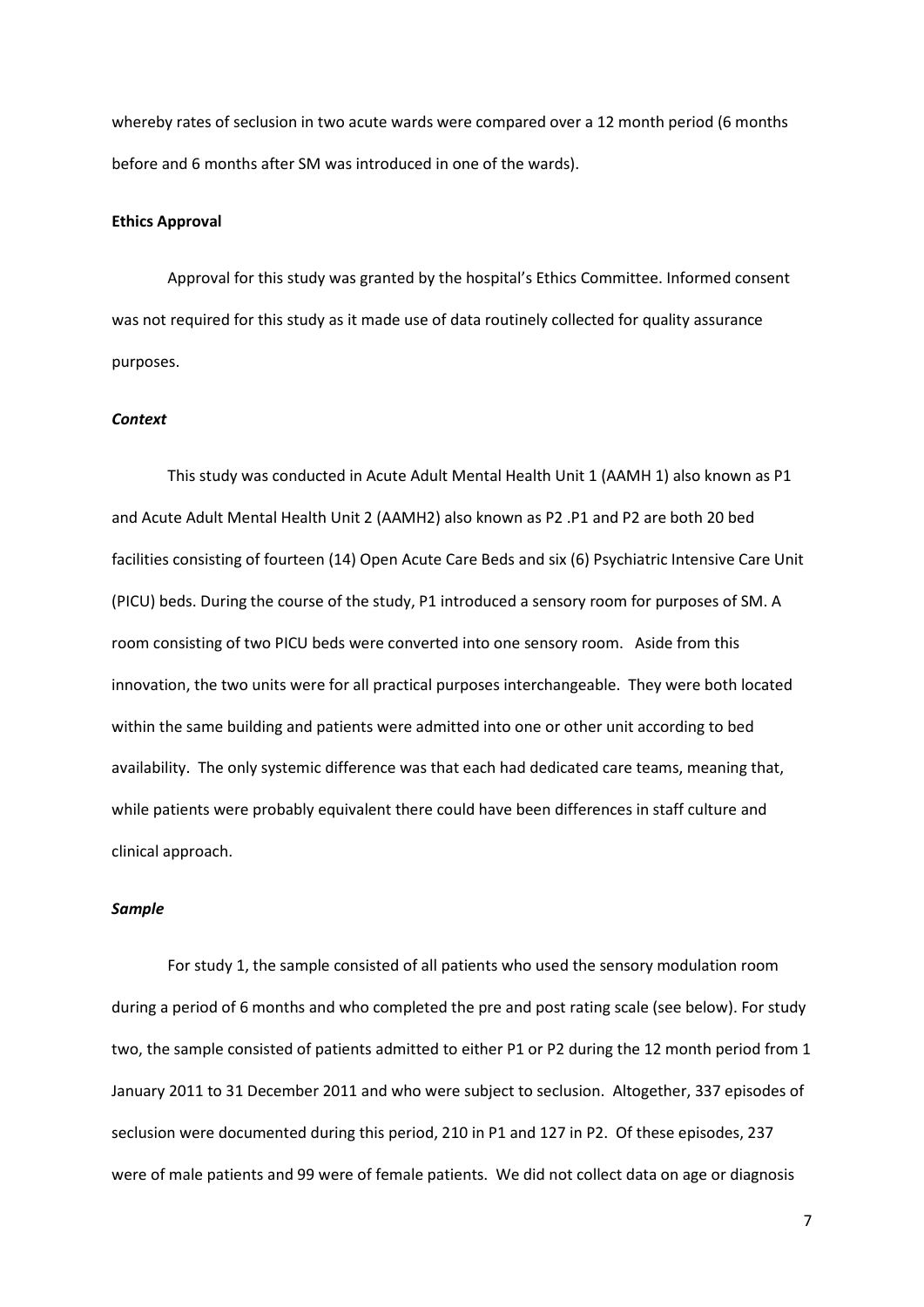whereby rates of seclusion in two acute wards were compared over a 12 month period (6 months before and 6 months after SM was introduced in one of the wards).

**Ethics Approval**

Approval for this study was granted by the hospital's Ethics Committee. Informed consent was not required for this study as it made use of data routinely collected for quality assurance purposes.

***Context***

This study was conducted in Acute Adult Mental Health Unit 1 (AAMH 1) also known as P1 and Acute Adult Mental Health Unit 2 (AAMH2) also known as P2 .P1 and P2 are both 20 bed facilities consisting of fourteen (14) Open Acute Care Beds and six (6) Psychiatric Intensive Care Unit (PICU) beds. During the course of the study, P1 introduced a sensory room for purposes of SM. A room consisting of two PICU beds were converted into one sensory room. Aside from this innovation, the two units were for all practical purposes interchangeable. They were both located within the same building and patients were admitted into one or other unit according to bed availability. The only systemic difference was that each had dedicated care teams, meaning that, while patients were probably equivalent there could have been differences in staff culture and clinical approach.

***Sample***

For study 1, the sample consisted of all patients who used the sensory modulation room during a period of 6 months and who completed the pre and post rating scale (see below). For study two, the sample consisted of patients admitted to either P1 or P2 during the 12 month period from 1 January 2011 to 31 December 2011 and who were subject to seclusion. Altogether, 337 episodes of seclusion were documented during this period, 210 in P1 and 127 in P2. Of these episodes, 237 were of male patients and 99 were of female patients. We did not collect data on age or diagnosis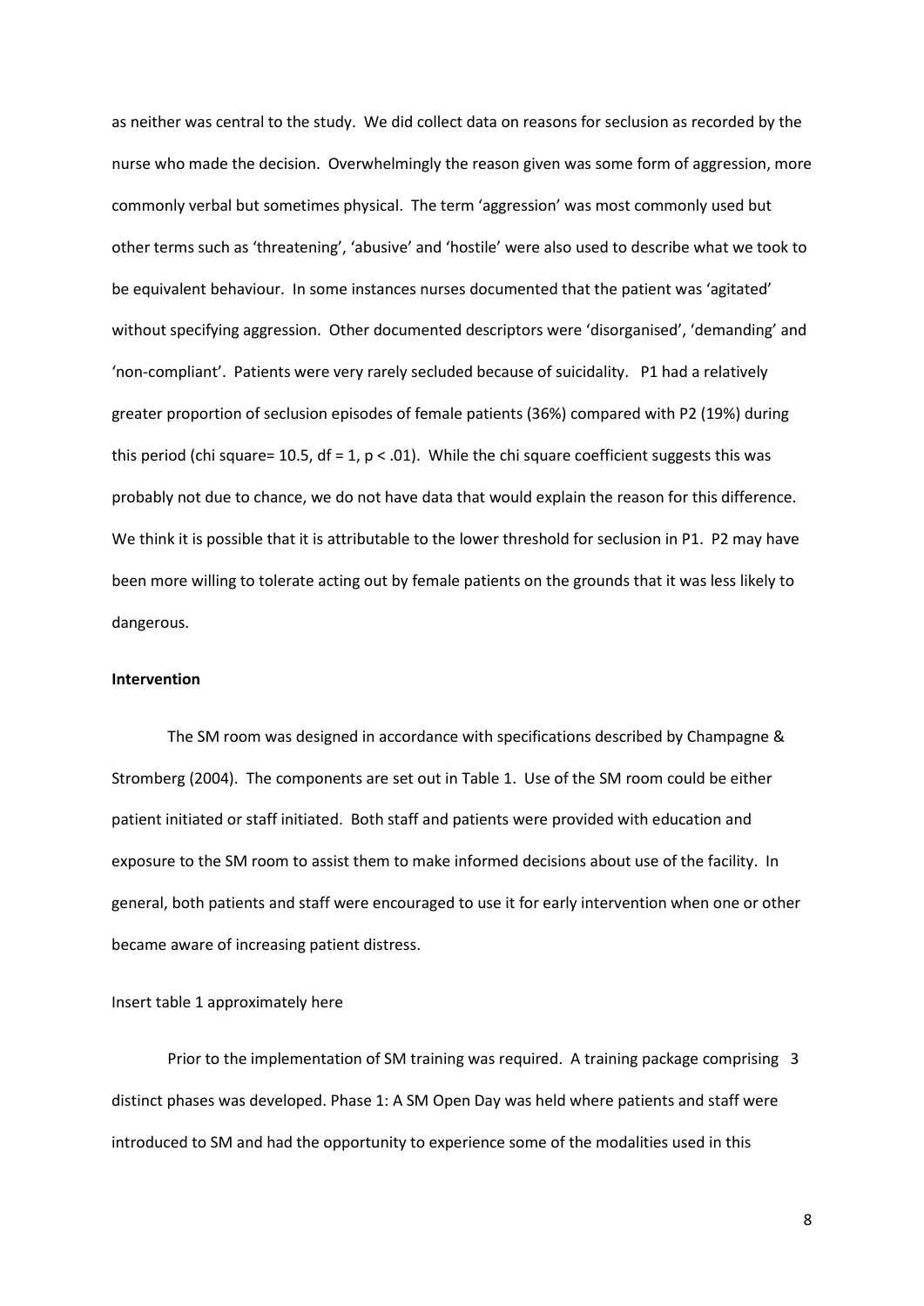as neither was central to the study. We did collect data on reasons for seclusion as recorded by the nurse who made the decision. Overwhelmingly the reason given was some form of aggression, more commonly verbal but sometimes physical. The term 'aggression' was most commonly used but other terms such as 'threatening', 'abusive' and 'hostile' were also used to describe what we took to be equivalent behaviour. In some instances nurses documented that the patient was 'agitated' without specifying aggression. Other documented descriptors were 'disorganised', 'demanding' and 'non-compliant'. Patients were very rarely secluded because of suicidality. P1 had a relatively greater proportion of seclusion episodes of female patients (36%) compared with P2 (19%) during this period (chi square= 10.5, df = 1, $p < .01$). While the chi square coefficient suggests this was probably not due to chance, we do not have data that would explain the reason for this difference. We think it is possible that it is attributable to the lower threshold for seclusion in P1. P2 may have been more willing to tolerate acting out by female patients on the grounds that it was less likely to dangerous.

**Intervention**

The SM room was designed in accordance with specifications described by Champagne & Stromberg (2004). The components are set out in Table 1. Use of the SM room could be either patient initiated or staff initiated. Both staff and patients were provided with education and exposure to the SM room to assist them to make informed decisions about use of the facility. In general, both patients and staff were encouraged to use it for early intervention when one or other became aware of increasing patient distress.

Insert table 1 approximately here

Prior to the implementation of SM training was required. A training package comprising 3 distinct phases was developed. Phase 1: A SM Open Day was held where patients and staff were introduced to SM and had the opportunity to experience some of the modalities used in this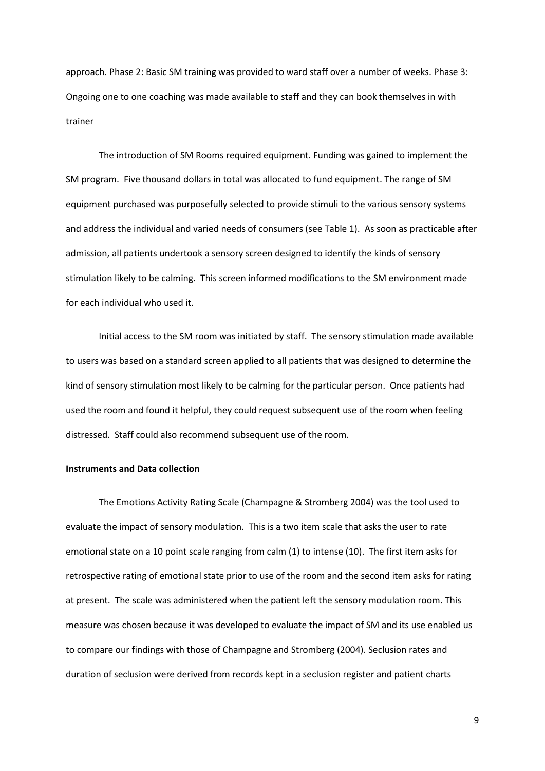approach. Phase 2: Basic SM training was provided to ward staff over a number of weeks. Phase 3: Ongoing one to one coaching was made available to staff and they can book themselves in with trainer

The introduction of SM Rooms required equipment. Funding was gained to implement the SM program. Five thousand dollars in total was allocated to fund equipment. The range of SM equipment purchased was purposefully selected to provide stimuli to the various sensory systems and address the individual and varied needs of consumers (see Table 1). As soon as practicable after admission, all patients undertook a sensory screen designed to identify the kinds of sensory stimulation likely to be calming. This screen informed modifications to the SM environment made for each individual who used it.

Initial access to the SM room was initiated by staff. The sensory stimulation made available to users was based on a standard screen applied to all patients that was designed to determine the kind of sensory stimulation most likely to be calming for the particular person. Once patients had used the room and found it helpful, they could request subsequent use of the room when feeling distressed. Staff could also recommend subsequent use of the room.

**Instruments and Data collection**

The Emotions Activity Rating Scale (Champagne & Stromberg 2004) was the tool used to evaluate the impact of sensory modulation. This is a two item scale that asks the user to rate emotional state on a 10 point scale ranging from calm (1) to intense (10). The first item asks for retrospective rating of emotional state prior to use of the room and the second item asks for rating at present. The scale was administered when the patient left the sensory modulation room. This measure was chosen because it was developed to evaluate the impact of SM and its use enabled us to compare our findings with those of Champagne and Stromberg (2004). Seclusion rates and duration of seclusion were derived from records kept in a seclusion register and patient charts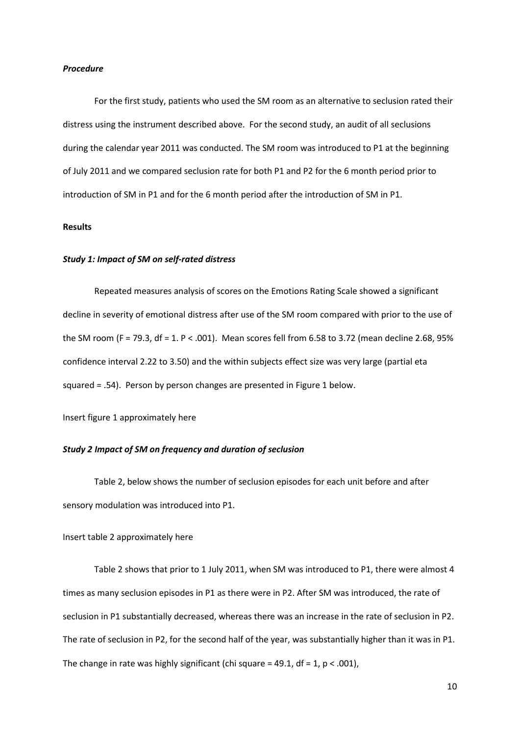***Procedure***

For the first study, patients who used the SM room as an alternative to seclusion rated their distress using the instrument described above. For the second study, an audit of all seclusions during the calendar year 2011 was conducted. The SM room was introduced to P1 at the beginning of July 2011 and we compared seclusion rate for both P1 and P2 for the 6 month period prior to introduction of SM in P1 and for the 6 month period after the introduction of SM in P1.

**Results**

***Study 1: Impact of SM on self-rated distress***

Repeated measures analysis of scores on the Emotions Rating Scale showed a significant decline in severity of emotional distress after use of the SM room compared with prior to the use of the SM room ($F = 79.3$, df = 1. $P < .001$). Mean scores fell from 6.58 to 3.72 (mean decline 2.68, 95% confidence interval 2.22 to 3.50) and the within subjects effect size was very large (partial eta squared = .54). Person by person changes are presented in Figure 1 below.

Insert figure 1 approximately here

***Study 2 Impact of SM on frequency and duration of seclusion***

Table 2, below shows the number of seclusion episodes for each unit before and after sensory modulation was introduced into P1.

Insert table 2 approximately here

Table 2 shows that prior to 1 July 2011, when SM was introduced to P1, there were almost 4 times as many seclusion episodes in P1 as there were in P2. After SM was introduced, the rate of seclusion in P1 substantially decreased, whereas there was an increase in the rate of seclusion in P2. The rate of seclusion in P2, for the second half of the year, was substantially higher than it was in P1. The change in rate was highly significant (chi square = 49.1, df = 1, $p < .001$),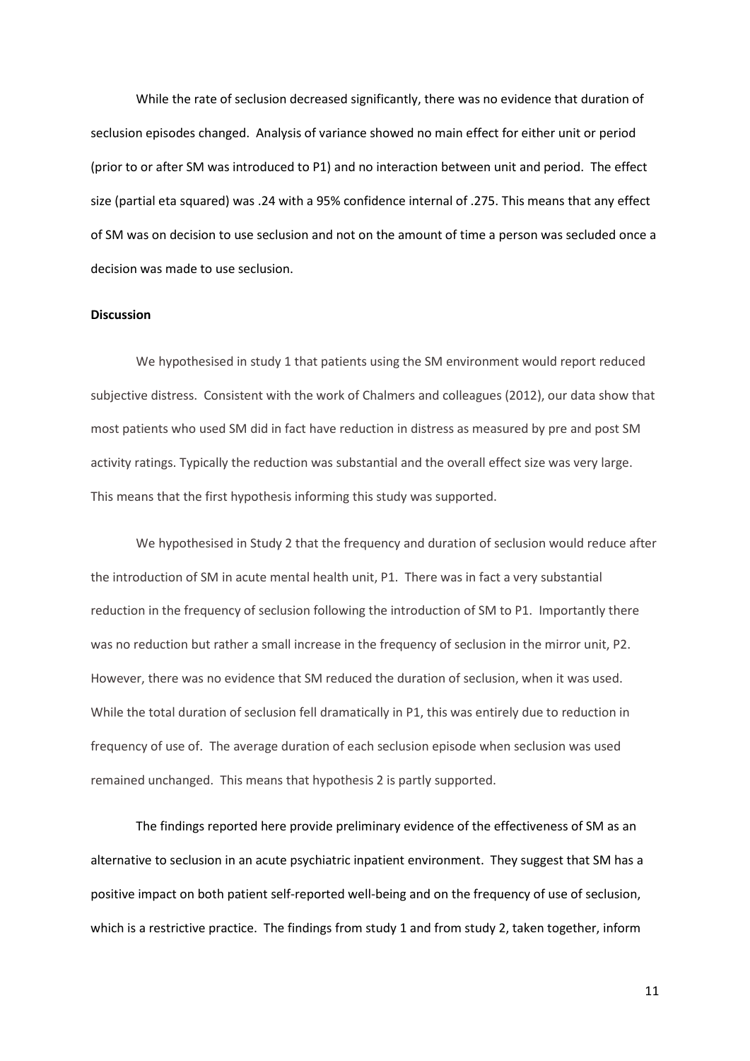While the rate of seclusion decreased significantly, there was no evidence that duration of seclusion episodes changed. Analysis of variance showed no main effect for either unit or period (prior to or after SM was introduced to P1) and no interaction between unit and period. The effect size (partial eta squared) was .24 with a 95% confidence internal of .275. This means that any effect of SM was on decision to use seclusion and not on the amount of time a person was secluded once a decision was made to use seclusion.

**Discussion**

We hypothesised in study 1 that patients using the SM environment would report reduced subjective distress. Consistent with the work of Chalmers and colleagues (2012), our data show that most patients who used SM did in fact have reduction in distress as measured by pre and post SM activity ratings. Typically the reduction was substantial and the overall effect size was very large. This means that the first hypothesis informing this study was supported.

We hypothesised in Study 2 that the frequency and duration of seclusion would reduce after the introduction of SM in acute mental health unit, P1. There was in fact a very substantial reduction in the frequency of seclusion following the introduction of SM to P1. Importantly there was no reduction but rather a small increase in the frequency of seclusion in the mirror unit, P2. However, there was no evidence that SM reduced the duration of seclusion, when it was used. While the total duration of seclusion fell dramatically in P1, this was entirely due to reduction in frequency of use of. The average duration of each seclusion episode when seclusion was used remained unchanged. This means that hypothesis 2 is partly supported.

The findings reported here provide preliminary evidence of the effectiveness of SM as an alternative to seclusion in an acute psychiatric inpatient environment. They suggest that SM has a positive impact on both patient self-reported well-being and on the frequency of use of seclusion, which is a restrictive practice. The findings from study 1 and from study 2, taken together, inform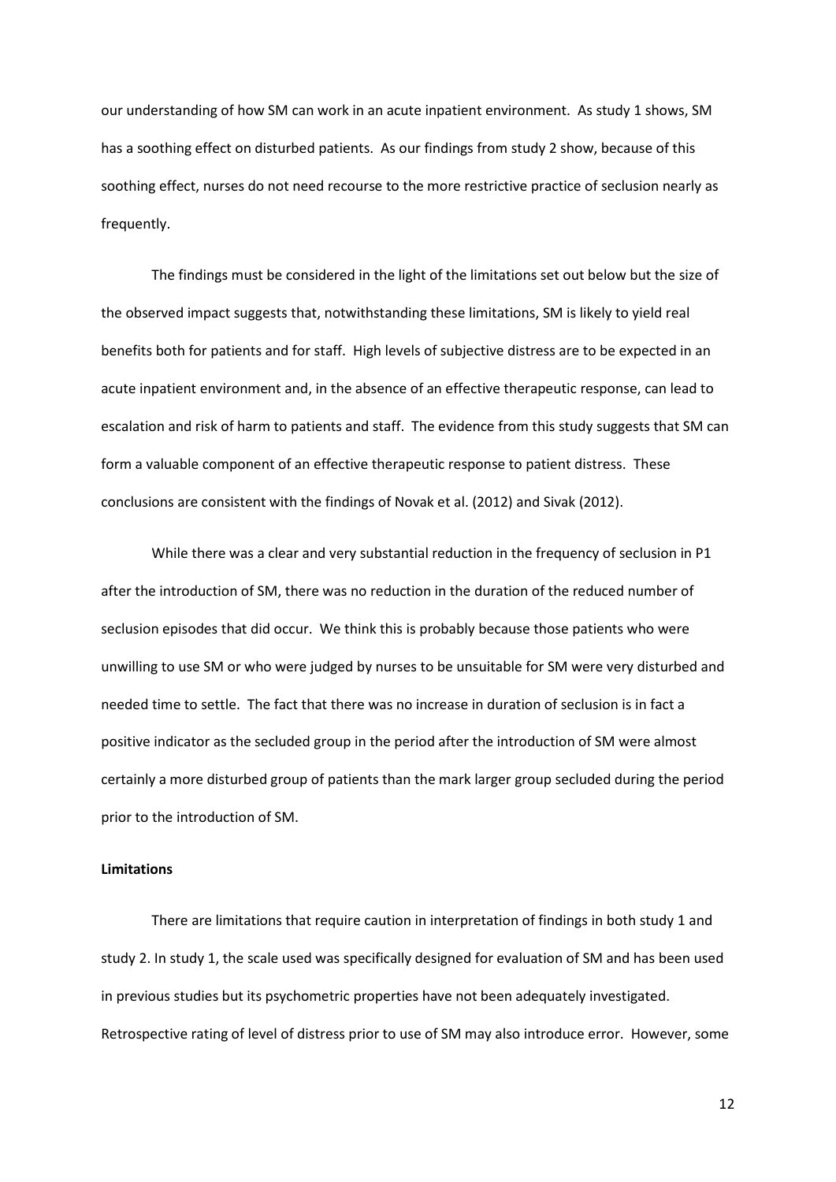our understanding of how SM can work in an acute inpatient environment. As study 1 shows, SM has a soothing effect on disturbed patients. As our findings from study 2 show, because of this soothing effect, nurses do not need recourse to the more restrictive practice of seclusion nearly as frequently.

The findings must be considered in the light of the limitations set out below but the size of the observed impact suggests that, notwithstanding these limitations, SM is likely to yield real benefits both for patients and for staff. High levels of subjective distress are to be expected in an acute inpatient environment and, in the absence of an effective therapeutic response, can lead to escalation and risk of harm to patients and staff. The evidence from this study suggests that SM can form a valuable component of an effective therapeutic response to patient distress. These conclusions are consistent with the findings of Novak et al. (2012) and Sivak (2012).

While there was a clear and very substantial reduction in the frequency of seclusion in P1 after the introduction of SM, there was no reduction in the duration of the reduced number of seclusion episodes that did occur. We think this is probably because those patients who were unwilling to use SM or who were judged by nurses to be unsuitable for SM were very disturbed and needed time to settle. The fact that there was no increase in duration of seclusion is in fact a positive indicator as the secluded group in the period after the introduction of SM were almost certainly a more disturbed group of patients than the mark larger group secluded during the period prior to the introduction of SM.

**Limitations**

There are limitations that require caution in interpretation of findings in both study 1 and study 2. In study 1, the scale used was specifically designed for evaluation of SM and has been used in previous studies but its psychometric properties have not been adequately investigated. Retrospective rating of level of distress prior to use of SM may also introduce error. However, some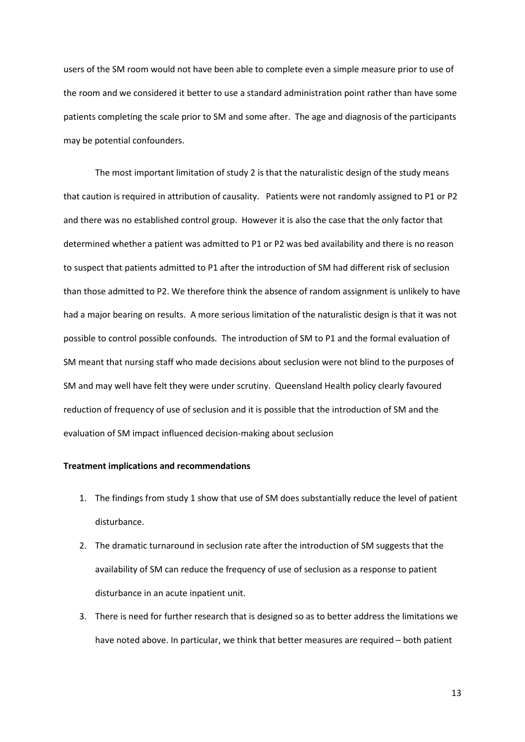users of the SM room would not have been able to complete even a simple measure prior to use of the room and we considered it better to use a standard administration point rather than have some patients completing the scale prior to SM and some after. The age and diagnosis of the participants may be potential confounders.

The most important limitation of study 2 is that the naturalistic design of the study means that caution is required in attribution of causality. Patients were not randomly assigned to P1 or P2 and there was no established control group. However it is also the case that the only factor that determined whether a patient was admitted to P1 or P2 was bed availability and there is no reason to suspect that patients admitted to P1 after the introduction of SM had different risk of seclusion than those admitted to P2. We therefore think the absence of random assignment is unlikely to have had a major bearing on results. A more serious limitation of the naturalistic design is that it was not possible to control possible confounds. The introduction of SM to P1 and the formal evaluation of SM meant that nursing staff who made decisions about seclusion were not blind to the purposes of SM and may well have felt they were under scrutiny. Queensland Health policy clearly favoured reduction of frequency of use of seclusion and it is possible that the introduction of SM and the evaluation of SM impact influenced decision-making about seclusion

**Treatment implications and recommendations**

1. The findings from study 1 show that use of SM does substantially reduce the level of patient disturbance.
2. The dramatic turnaround in seclusion rate after the introduction of SM suggests that the availability of SM can reduce the frequency of use of seclusion as a response to patient disturbance in an acute inpatient unit.
3. There is need for further research that is designed so as to better address the limitations we have noted above. In particular, we think that better measures are required – both patient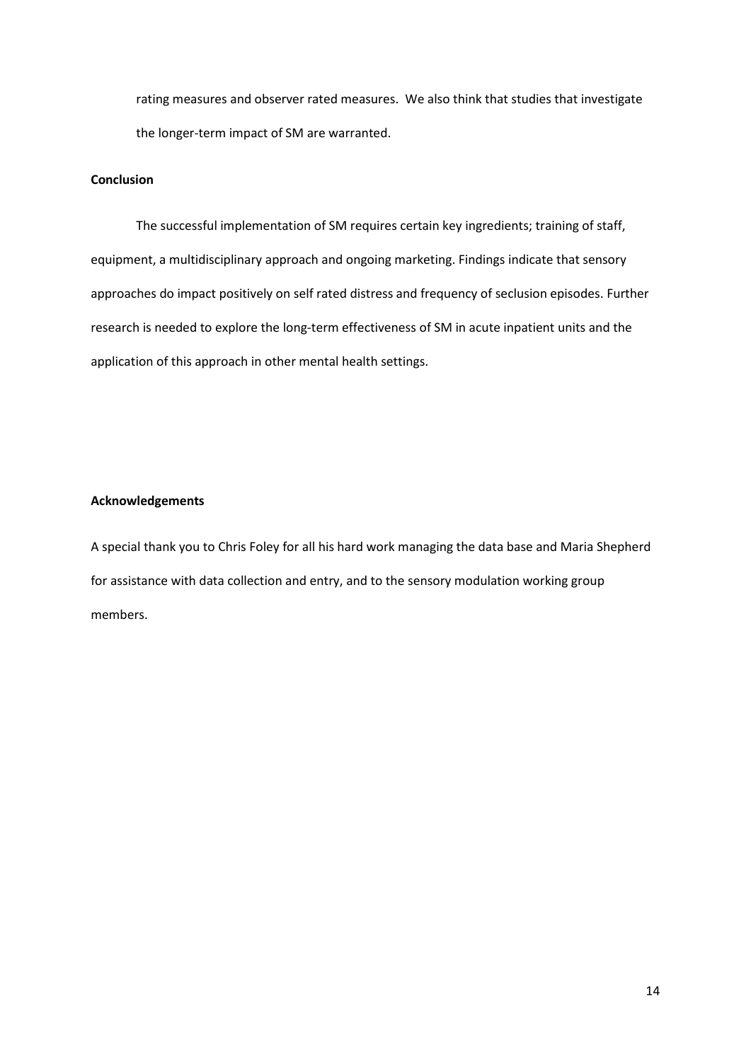rating measures and observer rated measures. We also think that studies that investigate the longer-term impact of SM are warranted.

**Conclusion**

The successful implementation of SM requires certain key ingredients; training of staff, equipment, a multidisciplinary approach and ongoing marketing. Findings indicate that sensory approaches do impact positively on self rated distress and frequency of seclusion episodes. Further research is needed to explore the long-term effectiveness of SM in acute inpatient units and the application of this approach in other mental health settings.

**Acknowledgements**

A special thank you to Chris Foley for all his hard work managing the data base and Maria Shepherd for assistance with data collection and entry, and to the sensory modulation working group members.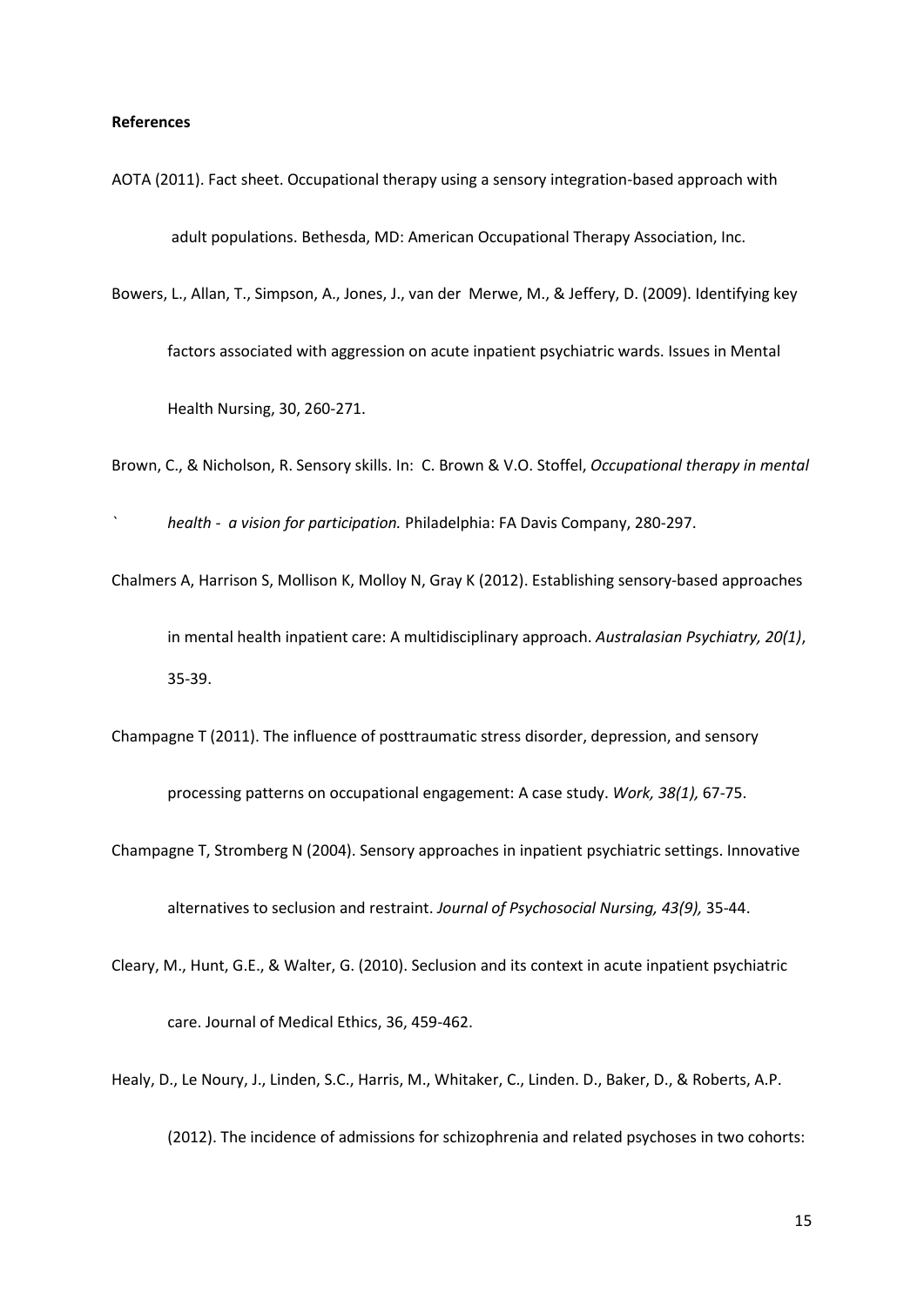**References**

AOTA (2011). Fact sheet. Occupational therapy using a sensory integration-based approach with adult populations. Bethesda, MD: American Occupational Therapy Association, Inc.

Bowers, L., Allan, T., Simpson, A., Jones, J., van der Merwe, M., & Jeffery, D. (2009). Identifying key factors associated with aggression on acute inpatient psychiatric wards. Issues in Mental Health Nursing, 30, 260-271.

Brown, C., & Nicholson, R. Sensory skills. In: C. Brown & V.O. Stoffel, *Occupational therapy in mental health - a vision for participation.* Philadelphia: FA Davis Company, 280-297.

Chalmers A, Harrison S, Mollison K, Molloy N, Gray K (2012). Establishing sensory-based approaches in mental health inpatient care: A multidisciplinary approach. *Australasian Psychiatry, 20(1)*, 35-39.

Champagne T (2011). The influence of posttraumatic stress disorder, depression, and sensory processing patterns on occupational engagement: A case study. *Work, 38(1),* 67-75.

Champagne T, Stromberg N (2004). Sensory approaches in inpatient psychiatric settings. Innovative alternatives to seclusion and restraint. *Journal of Psychosocial Nursing, 43(9),* 35-44.

Cleary, M., Hunt, G.E., & Walter, G. (2010). Seclusion and its context in acute inpatient psychiatric care. Journal of Medical Ethics, 36, 459-462.

Healy, D., Le Noury, J., Linden, S.C., Harris, M., Whitaker, C., Linden. D., Baker, D., & Roberts, A.P. (2012). The incidence of admissions for schizophrenia and related psychoses in two cohorts: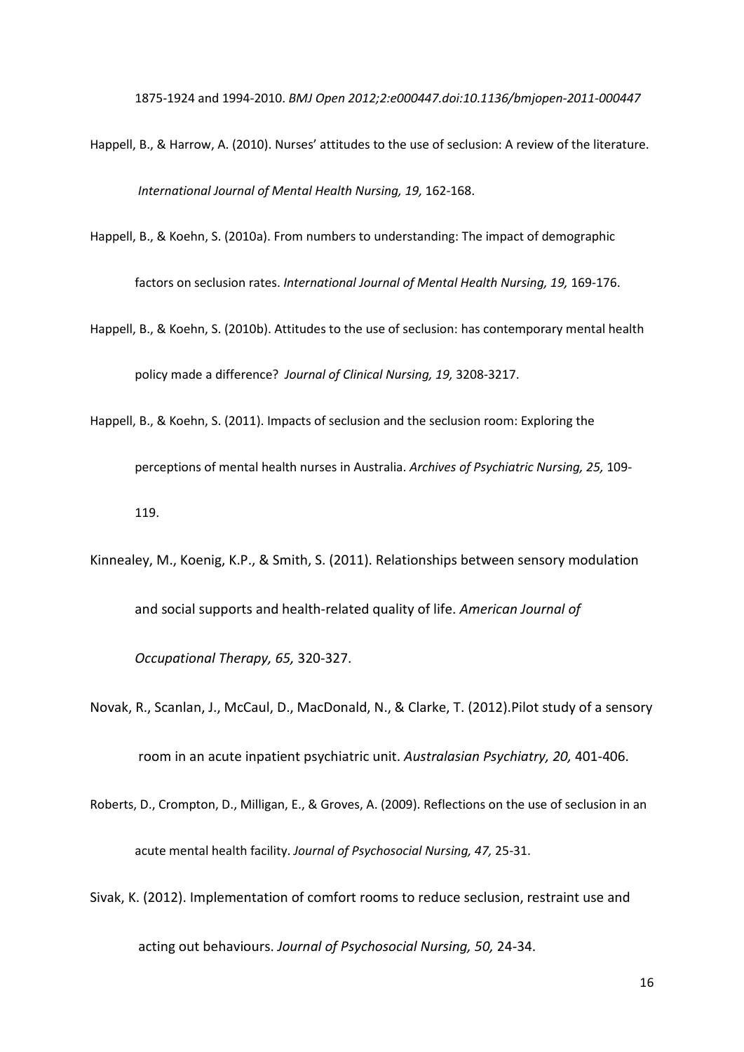1875-1924 and 1994-2010. *BMJ Open 2012;2:e000447.doi:10.1136/bmjopen-2011-000447*

Happell, B., & Harrow, A. (2010). Nurses' attitudes to the use of seclusion: A review of the literature. *International Journal of Mental Health Nursing, 19,* 162-168.

Happell, B., & Koehn, S. (2010a). From numbers to understanding: The impact of demographic factors on seclusion rates. *International Journal of Mental Health Nursing, 19,* 169-176.

Happell, B., & Koehn, S. (2010b). Attitudes to the use of seclusion: has contemporary mental health policy made a difference? *Journal of Clinical Nursing, 19,* 3208-3217.

Happell, B., & Koehn, S. (2011). Impacts of seclusion and the seclusion room: Exploring the perceptions of mental health nurses in Australia. *Archives of Psychiatric Nursing, 25,* 109-119.

Kinnealey, M., Koenig, K.P., & Smith, S. (2011). Relationships between sensory modulation and social supports and health-related quality of life. *American Journal of Occupational Therapy, 65,* 320-327.

Novak, R., Scanlan, J., McCaul, D., MacDonald, N., & Clarke, T. (2012).Pilot study of a sensory room in an acute inpatient psychiatric unit. *Australasian Psychiatry, 20,* 401-406.

Roberts, D., Crompton, D., Milligan, E., & Groves, A. (2009). Reflections on the use of seclusion in an acute mental health facility. *Journal of Psychosocial Nursing, 47,* 25-31.

Sivak, K. (2012). Implementation of comfort rooms to reduce seclusion, restraint use and acting out behaviours. *Journal of Psychosocial Nursing, 50,* 24-34.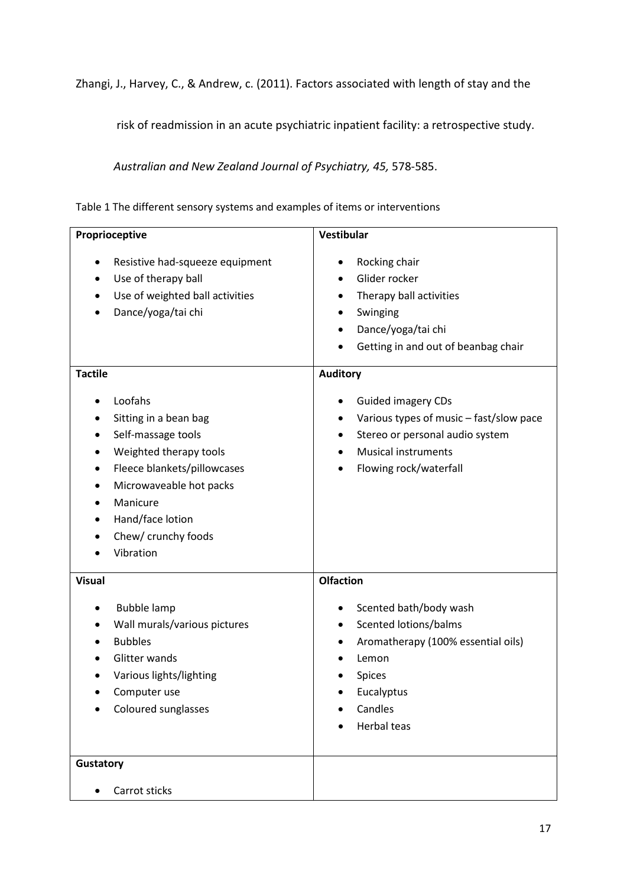Zhangi, J., Harvey, C., & Andrew, c. (2011). Factors associated with length of stay and the risk of readmission in an acute psychiatric inpatient facility: a retrospective study. *Australian and New Zealand Journal of Psychiatry, 45,* 578-585.

Table 1 The different sensory systems and examples of items or interventions

| **Proprioceptive** | **Vestibular** |
|---|---|
| • Resistive had-squeeze equipment<br>• Use of therapy ball<br>• Use of weighted ball activities<br>• Dance/yoga/tai chi | • Rocking chair<br>• Glider rocker<br>• Therapy ball activities<br>• Swinging<br>• Dance/yoga/tai chi<br>• Getting in and out of beanbag chair |
| **Tactile** | **Auditory** |
| • Loofahs<br>• Sitting in a bean bag<br>• Self-massage tools<br>• Weighted therapy tools<br>• Fleece blankets/pillowcases<br>• Microwaveable hot packs<br>• Manicure<br>• Hand/face lotion<br>• Chew/ crunchy foods<br>• Vibration | • Guided imagery CDs<br>• Various types of music – fast/slow pace<br>• Stereo or personal audio system<br>• Musical instruments<br>• Flowing rock/waterfall |
| **Visual** | **Olfaction** |
| • Bubble lamp<br>• Wall murals/various pictures<br>• Bubbles<br>• Glitter wands<br>• Various lights/lighting<br>• Computer use<br>• Coloured sunglasses | • Scented bath/body wash<br>• Scented lotions/balms<br>• Aromatherapy (100% essential oils)<br>• Lemon<br>• Spices<br>• Eucalyptus<br>• Candles<br>• Herbal teas |
| **Gustatory** | |
| • Carrot sticks | |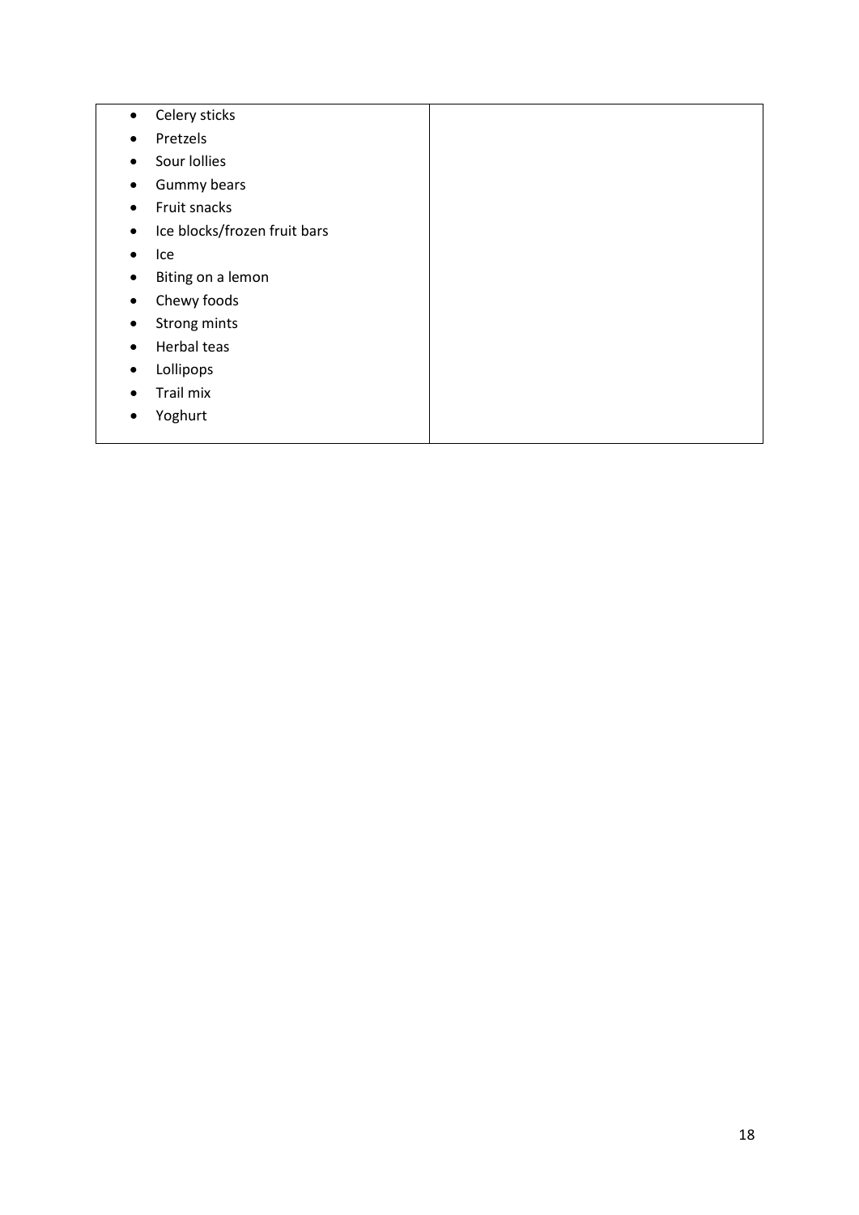| | |
|---|---|
| • Celery sticks<br>• Pretzels<br>• Sour lollies<br>• Gummy bears<br>• Fruit snacks<br>• Ice blocks/frozen fruit bars<br>• Ice<br>• Biting on a lemon<br>• Chewy foods<br>• Strong mints<br>• Herbal teas<br>• Lollipops<br>• Trail mix<br>• Yoghurt | |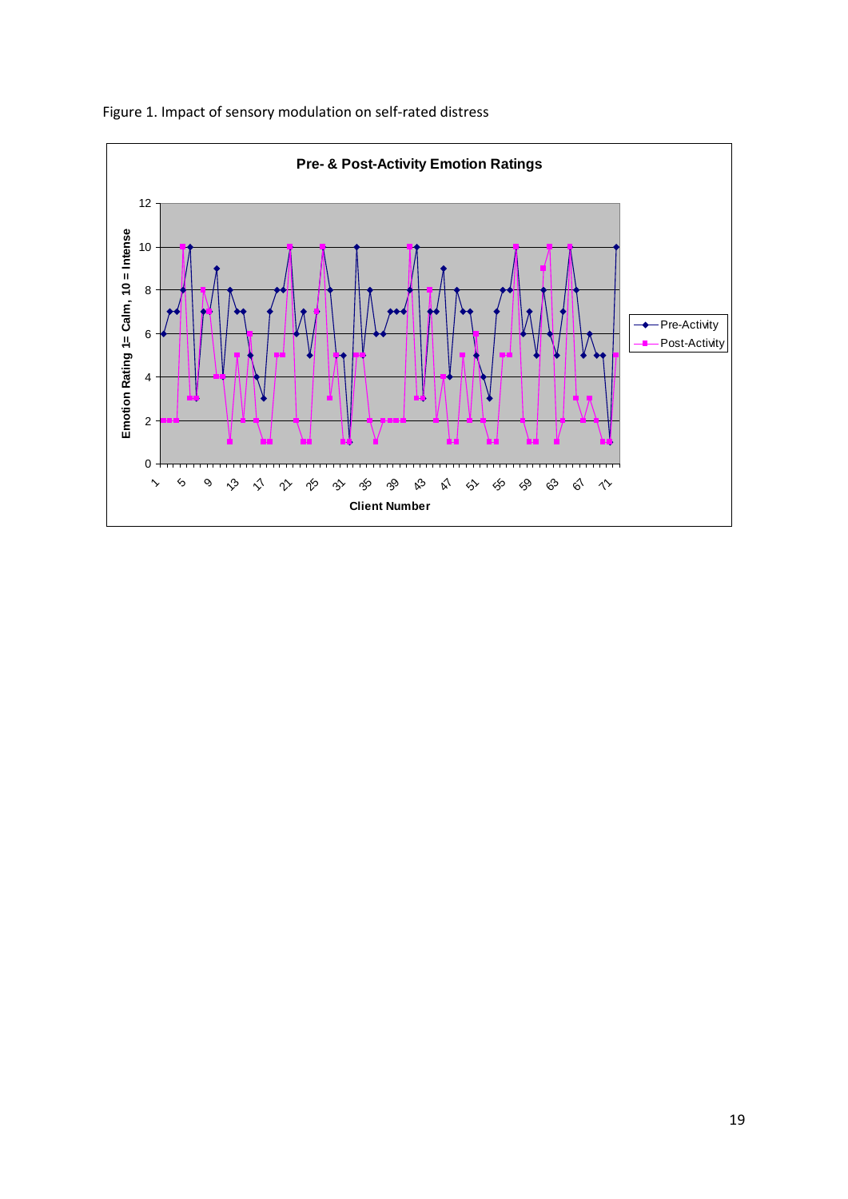Figure 1. Impact of sensory modulation on self-rated distress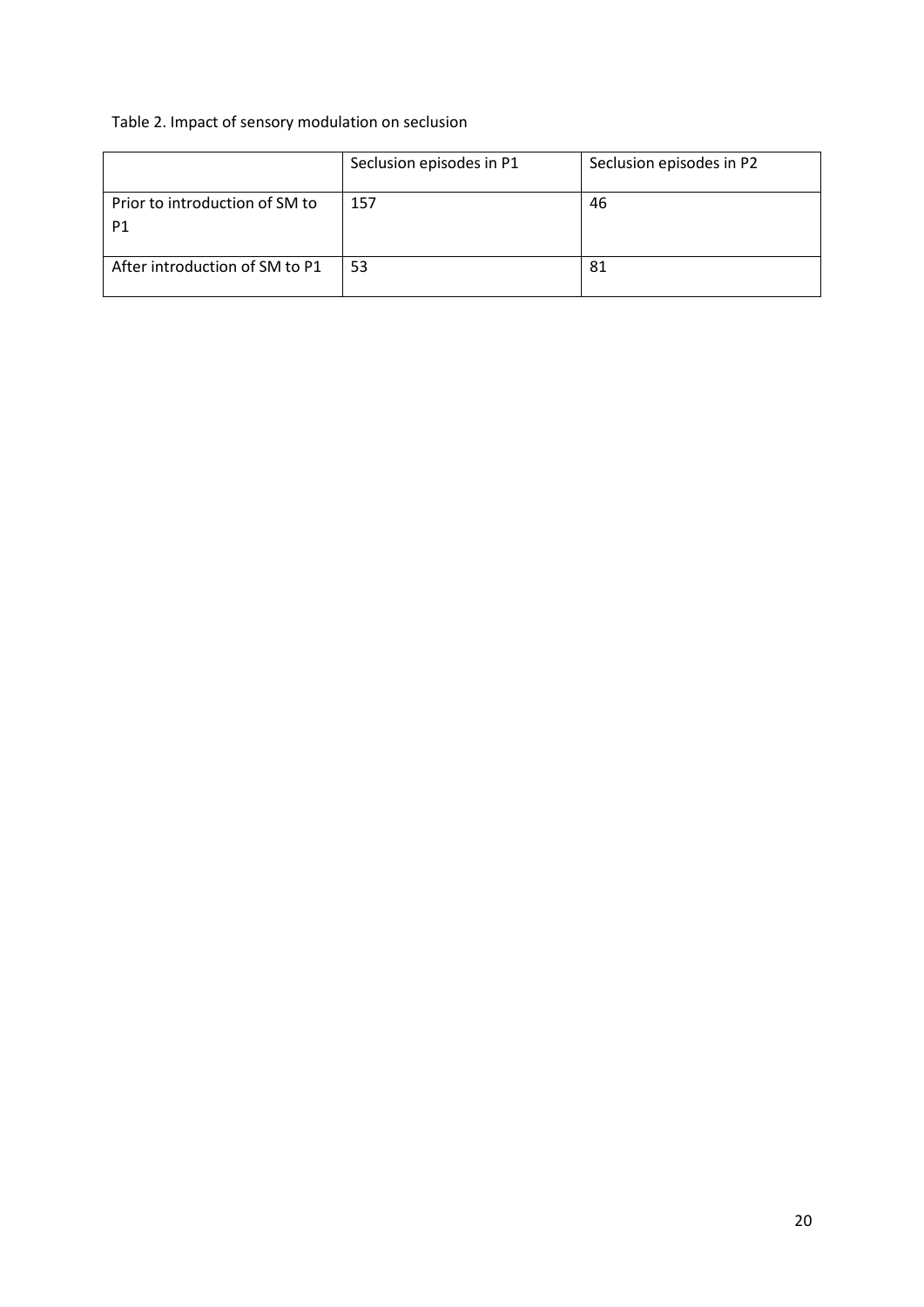Table 2. Impact of sensory modulation on seclusion

| | Seclusion episodes in P1 | Seclusion episodes in P2 |
|---|---|---|
| Prior to introduction of SM to P1 | 157 | 46 |
| After introduction of SM to P1 | 53 | 81 |